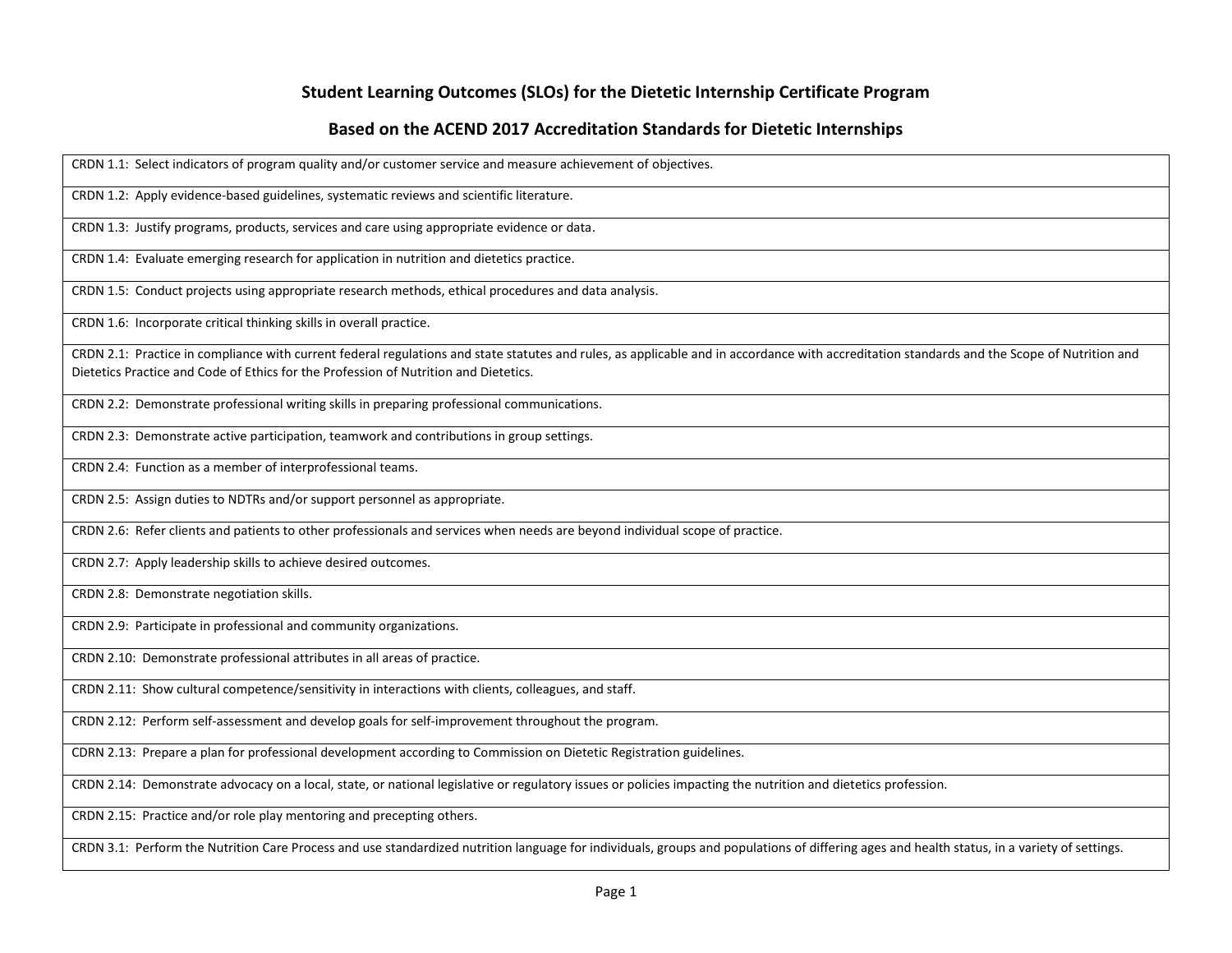# Student Learning Outcomes (SLOs) for the Dietetic Internship Certificate Program

## Based on the ACEND 2017 Accreditation Standards for Dietetic Internships

| |
|---|
| CRDN 1.1: Select indicators of program quality and/or customer service and measure achievement of objectives. |
| CRDN 1.2: Apply evidence-based guidelines, systematic reviews and scientific literature. |
| CRDN 1.3: Justify programs, products, services and care using appropriate evidence or data. |
| CRDN 1.4: Evaluate emerging research for application in nutrition and dietetics practice. |
| CRDN 1.5: Conduct projects using appropriate research methods, ethical procedures and data analysis. |
| CRDN 1.6: Incorporate critical thinking skills in overall practice. |
| CRDN 2.1: Practice in compliance with current federal regulations and state statutes and rules, as applicable and in accordance with accreditation standards and the Scope of Nutrition and Dietetics Practice and Code of Ethics for the Profession of Nutrition and Dietetics. |
| CRDN 2.2: Demonstrate professional writing skills in preparing professional communications. |
| CRDN 2.3: Demonstrate active participation, teamwork and contributions in group settings. |
| CRDN 2.4: Function as a member of interprofessional teams. |
| CRDN 2.5: Assign duties to NDTRs and/or support personnel as appropriate. |
| CRDN 2.6: Refer clients and patients to other professionals and services when needs are beyond individual scope of practice. |
| CRDN 2.7: Apply leadership skills to achieve desired outcomes. |
| CRDN 2.8: Demonstrate negotiation skills. |
| CRDN 2.9: Participate in professional and community organizations. |
| CRDN 2.10: Demonstrate professional attributes in all areas of practice. |
| CRDN 2.11: Show cultural competence/sensitivity in interactions with clients, colleagues, and staff. |
| CRDN 2.12: Perform self-assessment and develop goals for self-improvement throughout the program. |
| CDRN 2.13: Prepare a plan for professional development according to Commission on Dietetic Registration guidelines. |
| CRDN 2.14: Demonstrate advocacy on a local, state, or national legislative or regulatory issues or policies impacting the nutrition and dietetics profession. |
| CRDN 2.15: Practice and/or role play mentoring and precepting others. |
| CRDN 3.1: Perform the Nutrition Care Process and use standardized nutrition language for individuals, groups and populations of differing ages and health status, in a variety of settings. |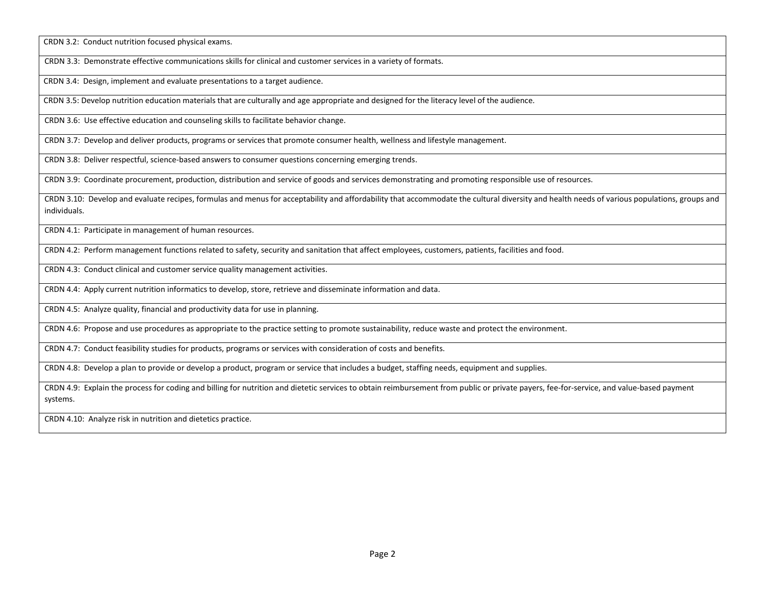| |
|---|
| CRDN 3.2: Conduct nutrition focused physical exams. |
| CRDN 3.3: Demonstrate effective communications skills for clinical and customer services in a variety of formats. |
| CRDN 3.4: Design, implement and evaluate presentations to a target audience. |
| CRDN 3.5: Develop nutrition education materials that are culturally and age appropriate and designed for the literacy level of the audience. |
| CRDN 3.6: Use effective education and counseling skills to facilitate behavior change. |
| CRDN 3.7: Develop and deliver products, programs or services that promote consumer health, wellness and lifestyle management. |
| CRDN 3.8: Deliver respectful, science-based answers to consumer questions concerning emerging trends. |
| CRDN 3.9: Coordinate procurement, production, distribution and service of goods and services demonstrating and promoting responsible use of resources. |
| CRDN 3.10: Develop and evaluate recipes, formulas and menus for acceptability and affordability that accommodate the cultural diversity and health needs of various populations, groups and individuals. |
| CRDN 4.1: Participate in management of human resources. |
| CRDN 4.2: Perform management functions related to safety, security and sanitation that affect employees, customers, patients, facilities and food. |
| CRDN 4.3: Conduct clinical and customer service quality management activities. |
| CRDN 4.4: Apply current nutrition informatics to develop, store, retrieve and disseminate information and data. |
| CRDN 4.5: Analyze quality, financial and productivity data for use in planning. |
| CRDN 4.6: Propose and use procedures as appropriate to the practice setting to promote sustainability, reduce waste and protect the environment. |
| CRDN 4.7: Conduct feasibility studies for products, programs or services with consideration of costs and benefits. |
| CRDN 4.8: Develop a plan to provide or develop a product, program or service that includes a budget, staffing needs, equipment and supplies. |
| CRDN 4.9: Explain the process for coding and billing for nutrition and dietetic services to obtain reimbursement from public or private payers, fee-for-service, and value-based payment systems. |
| CRDN 4.10: Analyze risk in nutrition and dietetics practice. |